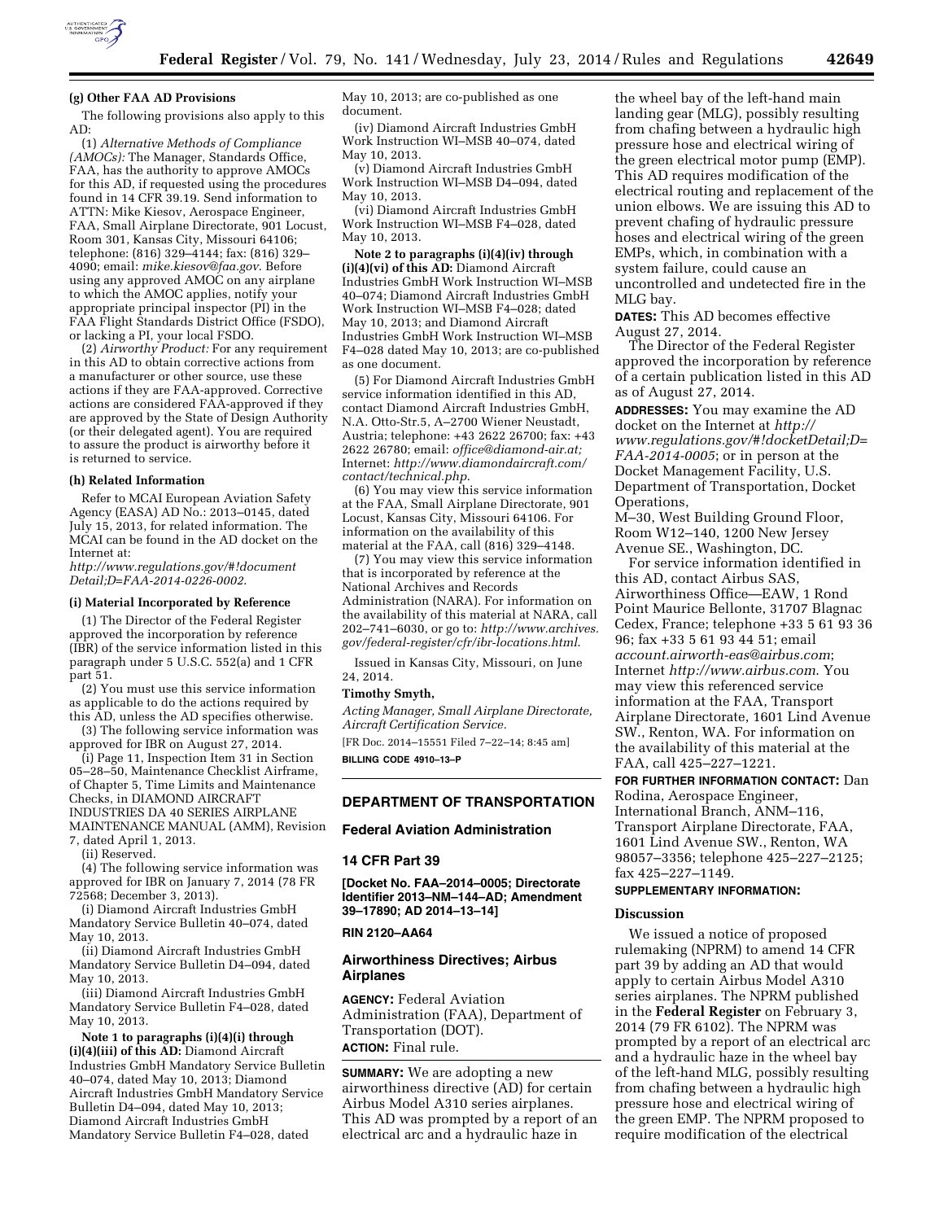**(g) Other FAA AD Provisions**

The following provisions also apply to this AD:

(1) *Alternative Methods of Compliance (AMOCs):* The Manager, Standards Office, FAA, has the authority to approve AMOCs for this AD, if requested using the procedures found in 14 CFR 39.19. Send information to ATTN: Mike Kiesov, Aerospace Engineer, FAA, Small Airplane Directorate, 901 Locust, Room 301, Kansas City, Missouri 64106; telephone: (816) 329–4144; fax: (816) 329–4090; email: *mike.kiesov@faa.gov*. Before using any approved AMOC on any airplane to which the AMOC applies, notify your appropriate principal inspector (PI) in the FAA Flight Standards District Office (FSDO), or lacking a PI, your local FSDO.

(2) *Airworthy Product:* For any requirement in this AD to obtain corrective actions from a manufacturer or other source, use these actions if they are FAA-approved. Corrective actions are considered FAA-approved if they are approved by the State of Design Authority (or their delegated agent). You are required to assure the product is airworthy before it is returned to service.

**(h) Related Information**

Refer to MCAI European Aviation Safety Agency (EASA) AD No.: 2013–0145, dated July 15, 2013, for related information. The MCAI can be found in the AD docket on the Internet at: *http://www.regulations.gov/#!documentDetail;D=FAA-2014-0226-0002*.

**(i) Material Incorporated by Reference**

(1) The Director of the Federal Register approved the incorporation by reference (IBR) of the service information listed in this paragraph under 5 U.S.C. 552(a) and 1 CFR part 51.

(2) You must use this service information as applicable to do the actions required by this AD, unless the AD specifies otherwise.

(3) The following service information was approved for IBR on August 27, 2014.

(i) Page 11, Inspection Item 31 in Section 05–28–50, Maintenance Checklist Airframe, of Chapter 5, Time Limits and Maintenance Checks, in DIAMOND AIRCRAFT INDUSTRIES DA 40 SERIES AIRPLANE MAINTENANCE MANUAL (AMM), Revision 7, dated April 1, 2013.

(ii) Reserved.

(4) The following service information was approved for IBR on January 7, 2014 (78 FR 72568; December 3, 2013).

(i) Diamond Aircraft Industries GmbH Mandatory Service Bulletin 40–074, dated May 10, 2013.

(ii) Diamond Aircraft Industries GmbH Mandatory Service Bulletin D4–094, dated May 10, 2013.

(iii) Diamond Aircraft Industries GmbH Mandatory Service Bulletin F4–028, dated May 10, 2013.

**Note 1 to paragraphs (i)(4)(i) through (i)(4)(iii) of this AD:** Diamond Aircraft Industries GmbH Mandatory Service Bulletin 40–074, dated May 10, 2013; Diamond Aircraft Industries GmbH Mandatory Service Bulletin D4–094, dated May 10, 2013; Diamond Aircraft Industries GmbH Mandatory Service Bulletin F4–028, dated May 10, 2013; are co-published as one document.

(iv) Diamond Aircraft Industries GmbH Work Instruction WI–MSB 40–074, dated May 10, 2013.

(v) Diamond Aircraft Industries GmbH Work Instruction WI–MSB D4–094, dated May 10, 2013.

(vi) Diamond Aircraft Industries GmbH Work Instruction WI–MSB F4–028, dated May 10, 2013.

**Note 2 to paragraphs (i)(4)(iv) through (i)(4)(vi) of this AD:** Diamond Aircraft Industries GmbH Work Instruction WI–MSB 40–074; Diamond Aircraft Industries GmbH Work Instruction WI–MSB F4–028; dated May 10, 2013; and Diamond Aircraft Industries GmbH Work Instruction WI–MSB F4–028 dated May 10, 2013; are co-published as one document.

(5) For Diamond Aircraft Industries GmbH service information identified in this AD, contact Diamond Aircraft Industries GmbH, N.A. Otto-Str.5, A–2700 Wiener Neustadt, Austria; telephone: +43 2622 26700; fax: +43 2622 26780; email: *office@diamond-air.at;* Internet: *http://www.diamondaircraft.com/contact/technical.php*.

(6) You may view this service information at the FAA, Small Airplane Directorate, 901 Locust, Kansas City, Missouri 64106. For information on the availability of this material at the FAA, call (816) 329–4148.

(7) You may view this service information that is incorporated by reference at the National Archives and Records Administration (NARA). For information on the availability of this material at NARA, call 202–741–6030, or go to: *http://www.archives.gov/federal-register/cfr/ibr-locations.html*.

Issued in Kansas City, Missouri, on June 24, 2014.

**Timothy Smyth,**

*Acting Manager, Small Airplane Directorate, Aircraft Certification Service.*

[FR Doc. 2014–15551 Filed 7–22–14; 8:45 am]

**BILLING CODE 4910–13–P**

## DEPARTMENT OF TRANSPORTATION

## Federal Aviation Administration

## 14 CFR Part 39

**[Docket No. FAA–2014–0005; Directorate Identifier 2013–NM–144–AD; Amendment 39–17890; AD 2014–13–14]**

**RIN 2120–AA64**

## Airworthiness Directives; Airbus Airplanes

**AGENCY:** Federal Aviation Administration (FAA), Department of Transportation (DOT).

**ACTION:** Final rule.

**SUMMARY:** We are adopting a new airworthiness directive (AD) for certain Airbus Model A310 series airplanes. This AD was prompted by a report of an electrical arc and a hydraulic haze in the wheel bay of the left-hand main landing gear (MLG), possibly resulting from chafing between a hydraulic high pressure hose and electrical wiring of the green electrical motor pump (EMP). This AD requires modification of the electrical routing and replacement of the union elbows. We are issuing this AD to prevent chafing of hydraulic pressure hoses and electrical wiring of the green EMPs, which, in combination with a system failure, could cause an uncontrolled and undetected fire in the MLG bay.

**DATES:** This AD becomes effective August 27, 2014.

The Director of the Federal Register approved the incorporation by reference of a certain publication listed in this AD as of August 27, 2014.

**ADDRESSES:** You may examine the AD docket on the Internet at *http://www.regulations.gov/#!docketDetail;D=FAA-2014-0005*; or in person at the Docket Management Facility, U.S. Department of Transportation, Docket Operations,
M–30, West Building Ground Floor, Room W12–140, 1200 New Jersey Avenue SE., Washington, DC.

For service information identified in this AD, contact Airbus SAS, Airworthiness Office—EAW, 1 Rond Point Maurice Bellonte, 31707 Blagnac Cedex, France; telephone +33 5 61 93 36 96; fax +33 5 61 93 44 51; email *account.airworth-eas@airbus.com*; Internet *http://www.airbus.com*. You may view this referenced service information at the FAA, Transport Airplane Directorate, 1601 Lind Avenue SW., Renton, WA. For information on the availability of this material at the FAA, call 425–227–1221.

**FOR FURTHER INFORMATION CONTACT:** Dan Rodina, Aerospace Engineer, International Branch, ANM–116, Transport Airplane Directorate, FAA, 1601 Lind Avenue SW., Renton, WA 98057–3356; telephone 425–227–2125; fax 425–227–1149.

**SUPPLEMENTARY INFORMATION:**

### Discussion

We issued a notice of proposed rulemaking (NPRM) to amend 14 CFR part 39 by adding an AD that would apply to certain Airbus Model A310 series airplanes. The NPRM published in the **Federal Register** on February 3, 2014 (79 FR 6102). The NPRM was prompted by a report of an electrical arc and a hydraulic haze in the wheel bay of the left-hand MLG, possibly resulting from chafing between a hydraulic high pressure hose and electrical wiring of the green EMP. The NPRM proposed to require modification of the electrical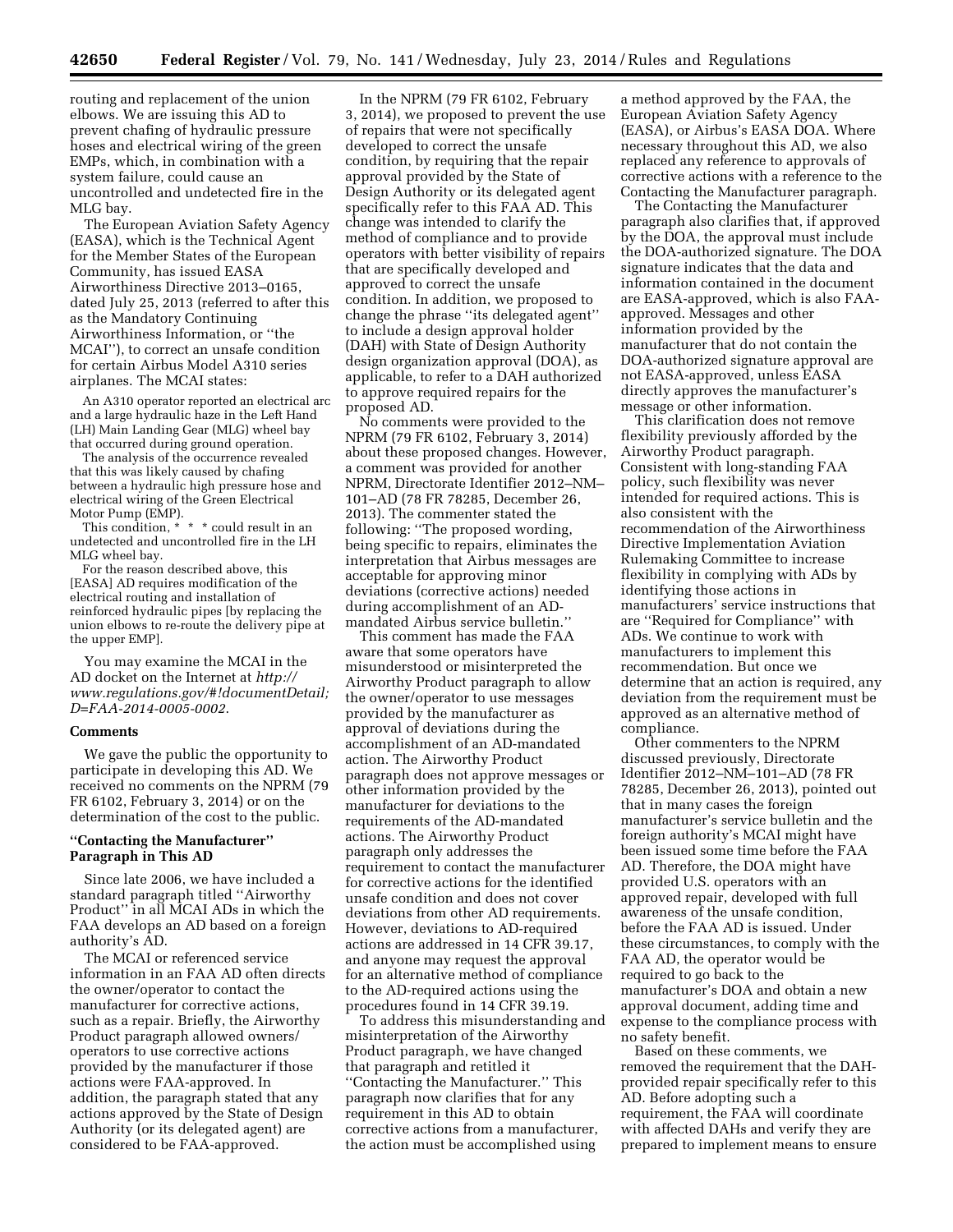routing and replacement of the union elbows. We are issuing this AD to prevent chafing of hydraulic pressure hoses and electrical wiring of the green EMPs, which, in combination with a system failure, could cause an uncontrolled and undetected fire in the MLG bay.

The European Aviation Safety Agency (EASA), which is the Technical Agent for the Member States of the European Community, has issued EASA Airworthiness Directive 2013–0165, dated July 25, 2013 (referred to after this as the Mandatory Continuing Airworthiness Information, or ''the MCAI''), to correct an unsafe condition for certain Airbus Model A310 series airplanes. The MCAI states:

> An A310 operator reported an electrical arc and a large hydraulic haze in the Left Hand (LH) Main Landing Gear (MLG) wheel bay that occurred during ground operation.
>
> The analysis of the occurrence revealed that this was likely caused by chafing between a hydraulic high pressure hose and electrical wiring of the Green Electrical Motor Pump (EMP).
>
> This condition, * * * could result in an undetected and uncontrolled fire in the LH MLG wheel bay.
>
> For the reason described above, this [EASA] AD requires modification of the electrical routing and installation of reinforced hydraulic pipes [by replacing the union elbows to re-route the delivery pipe at the upper EMP].

You may examine the MCAI in the AD docket on the Internet at *http://www.regulations.gov/#!documentDetail;D=FAA-2014-0005-0002*.

## Comments

We gave the public the opportunity to participate in developing this AD. We received no comments on the NPRM (79 FR 6102, February 3, 2014) or on the determination of the cost to the public.

## ''Contacting the Manufacturer'' Paragraph in This AD

Since late 2006, we have included a standard paragraph titled ''Airworthy Product'' in all MCAI ADs in which the FAA develops an AD based on a foreign authority's AD.

The MCAI or referenced service information in an FAA AD often directs the owner/operator to contact the manufacturer for corrective actions, such as a repair. Briefly, the Airworthy Product paragraph allowed owners/operators to use corrective actions provided by the manufacturer if those actions were FAA-approved. In addition, the paragraph stated that any actions approved by the State of Design Authority (or its delegated agent) are considered to be FAA-approved.

In the NPRM (79 FR 6102, February 3, 2014), we proposed to prevent the use of repairs that were not specifically developed to correct the unsafe condition, by requiring that the repair approval provided by the State of Design Authority or its delegated agent specifically refer to this FAA AD. This change was intended to clarify the method of compliance and to provide operators with better visibility of repairs that are specifically developed and approved to correct the unsafe condition. In addition, we proposed to change the phrase ''its delegated agent'' to include a design approval holder (DAH) with State of Design Authority design organization approval (DOA), as applicable, to refer to a DAH authorized to approve required repairs for the proposed AD.

No comments were provided to the NPRM (79 FR 6102, February 3, 2014) about these proposed changes. However, a comment was provided for another NPRM, Directorate Identifier 2012–NM–101–AD (78 FR 78285, December 26, 2013). The commenter stated the following: ''The proposed wording, being specific to repairs, eliminates the interpretation that Airbus messages are acceptable for approving minor deviations (corrective actions) needed during accomplishment of an AD-mandated Airbus service bulletin.''

This comment has made the FAA aware that some operators have misunderstood or misinterpreted the Airworthy Product paragraph to allow the owner/operator to use messages provided by the manufacturer as approval of deviations during the accomplishment of an AD-mandated action. The Airworthy Product paragraph does not approve messages or other information provided by the manufacturer for deviations to the requirements of the AD-mandated actions. The Airworthy Product paragraph only addresses the requirement to contact the manufacturer for corrective actions for the identified unsafe condition and does not cover deviations from other AD requirements. However, deviations to AD-required actions are addressed in 14 CFR 39.17, and anyone may request the approval for an alternative method of compliance to the AD-required actions using the procedures found in 14 CFR 39.19.

To address this misunderstanding and misinterpretation of the Airworthy Product paragraph, we have changed that paragraph and retitled it ''Contacting the Manufacturer.'' This paragraph now clarifies that for any requirement in this AD to obtain corrective actions from a manufacturer, the action must be accomplished using a method approved by the FAA, the European Aviation Safety Agency (EASA), or Airbus's EASA DOA. Where necessary throughout this AD, we also replaced any reference to approvals of corrective actions with a reference to the Contacting the Manufacturer paragraph.

The Contacting the Manufacturer paragraph also clarifies that, if approved by the DOA, the approval must include the DOA-authorized signature. The DOA signature indicates that the data and information contained in the document are EASA-approved, which is also FAA-approved. Messages and other information provided by the manufacturer that do not contain the DOA-authorized signature approval are not EASA-approved, unless EASA directly approves the manufacturer's message or other information.

This clarification does not remove flexibility previously afforded by the Airworthy Product paragraph. Consistent with long-standing FAA policy, such flexibility was never intended for required actions. This is also consistent with the recommendation of the Airworthiness Directive Implementation Aviation Rulemaking Committee to increase flexibility in complying with ADs by identifying those actions in manufacturers' service instructions that are ''Required for Compliance'' with ADs. We continue to work with manufacturers to implement this recommendation. But once we determine that an action is required, any deviation from the requirement must be approved as an alternative method of compliance.

Other commenters to the NPRM discussed previously, Directorate Identifier 2012–NM–101–AD (78 FR 78285, December 26, 2013), pointed out that in many cases the foreign manufacturer's service bulletin and the foreign authority's MCAI might have been issued some time before the FAA AD. Therefore, the DOA might have provided U.S. operators with an approved repair, developed with full awareness of the unsafe condition, before the FAA AD is issued. Under these circumstances, to comply with the FAA AD, the operator would be required to go back to the manufacturer's DOA and obtain a new approval document, adding time and expense to the compliance process with no safety benefit.

Based on these comments, we removed the requirement that the DAH-provided repair specifically refer to this AD. Before adopting such a requirement, the FAA will coordinate with affected DAHs and verify they are prepared to implement means to ensure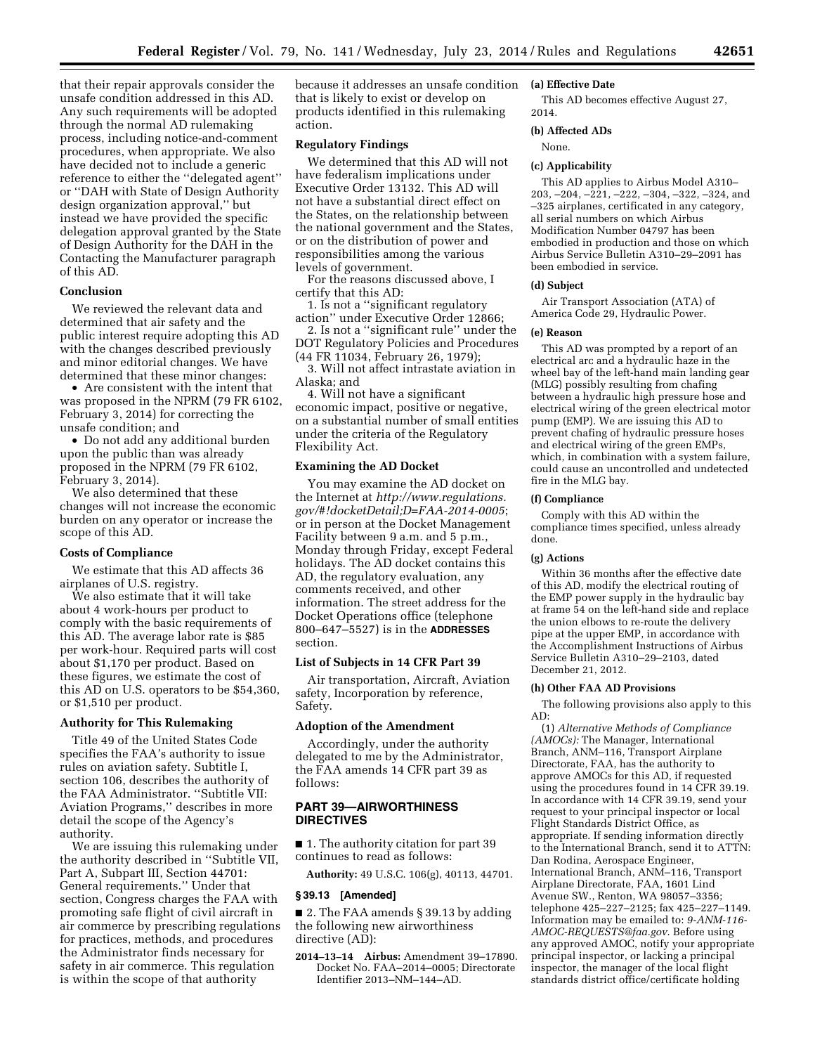that their repair approvals consider the unsafe condition addressed in this AD. Any such requirements will be adopted through the normal AD rulemaking process, including notice-and-comment procedures, when appropriate. We also have decided not to include a generic reference to either the ''delegated agent'' or ''DAH with State of Design Authority design organization approval,'' but instead we have provided the specific delegation approval granted by the State of Design Authority for the DAH in the Contacting the Manufacturer paragraph of this AD.

### Conclusion

We reviewed the relevant data and determined that air safety and the public interest require adopting this AD with the changes described previously and minor editorial changes. We have determined that these minor changes:

- Are consistent with the intent that was proposed in the NPRM (79 FR 6102, February 3, 2014) for correcting the unsafe condition; and
- Do not add any additional burden upon the public than was already proposed in the NPRM (79 FR 6102, February 3, 2014).

We also determined that these changes will not increase the economic burden on any operator or increase the scope of this AD.

### Costs of Compliance

We estimate that this AD affects 36 airplanes of U.S. registry.

We also estimate that it will take about 4 work-hours per product to comply with the basic requirements of this AD. The average labor rate is $85 per work-hour. Required parts will cost about $1,170 per product. Based on these figures, we estimate the cost of this AD on U.S. operators to be $54,360, or $1,510 per product.

### Authority for This Rulemaking

Title 49 of the United States Code specifies the FAA's authority to issue rules on aviation safety. Subtitle I, section 106, describes the authority of the FAA Administrator. ''Subtitle VII: Aviation Programs,'' describes in more detail the scope of the Agency's authority.

We are issuing this rulemaking under the authority described in ''Subtitle VII, Part A, Subpart III, Section 44701: General requirements.'' Under that section, Congress charges the FAA with promoting safe flight of civil aircraft in air commerce by prescribing regulations for practices, methods, and procedures the Administrator finds necessary for safety in air commerce. This regulation is within the scope of that authority because it addresses an unsafe condition that is likely to exist or develop on products identified in this rulemaking action.

### Regulatory Findings

We determined that this AD will not have federalism implications under Executive Order 13132. This AD will not have a substantial direct effect on the States, on the relationship between the national government and the States, or on the distribution of power and responsibilities among the various levels of government.

For the reasons discussed above, I certify that this AD:

1. Is not a ''significant regulatory action'' under Executive Order 12866;
2. Is not a ''significant rule'' under the DOT Regulatory Policies and Procedures (44 FR 11034, February 26, 1979);
3. Will not affect intrastate aviation in Alaska; and
4. Will not have a significant economic impact, positive or negative, on a substantial number of small entities under the criteria of the Regulatory Flexibility Act.

### Examining the AD Docket

You may examine the AD docket on the Internet at *http://www.regulations.gov/#!docketDetail;D=FAA-2014-0005*; or in person at the Docket Management Facility between 9 a.m. and 5 p.m., Monday through Friday, except Federal holidays. The AD docket contains this AD, the regulatory evaluation, any comments received, and other information. The street address for the Docket Operations office (telephone 800–647–5527) is in the **ADDRESSES** section.

### List of Subjects in 14 CFR Part 39

Air transportation, Aircraft, Aviation safety, Incorporation by reference, Safety.

### Adoption of the Amendment

Accordingly, under the authority delegated to me by the Administrator, the FAA amends 14 CFR part 39 as follows:

## PART 39—AIRWORTHINESS DIRECTIVES

■ 1. The authority citation for part 39 continues to read as follows:

**Authority:** 49 U.S.C. 106(g), 40113, 44701.

### § 39.13 [Amended]

■ 2. The FAA amends § 39.13 by adding the following new airworthiness directive (AD):

**2014–13–14 Airbus:** Amendment 39–17890. Docket No. FAA–2014–0005; Directorate Identifier 2013–NM–144–AD.

#### (a) Effective Date

This AD becomes effective August 27, 2014.

#### (b) Affected ADs

None.

#### (c) Applicability

This AD applies to Airbus Model A310–203, –204, –221, –222, –304, –322, –324, and –325 airplanes, certificated in any category, all serial numbers on which Airbus Modification Number 04797 has been embodied in production and those on which Airbus Service Bulletin A310–29–2091 has been embodied in service.

#### (d) Subject

Air Transport Association (ATA) of America Code 29, Hydraulic Power.

#### (e) Reason

This AD was prompted by a report of an electrical arc and a hydraulic haze in the wheel bay of the left-hand main landing gear (MLG) possibly resulting from chafing between a hydraulic high pressure hose and electrical wiring of the green electrical motor pump (EMP). We are issuing this AD to prevent chafing of hydraulic pressure hoses and electrical wiring of the green EMPs, which, in combination with a system failure, could cause an uncontrolled and undetected fire in the MLG bay.

#### (f) Compliance

Comply with this AD within the compliance times specified, unless already done.

#### (g) Actions

Within 36 months after the effective date of this AD, modify the electrical routing of the EMP power supply in the hydraulic bay at frame 54 on the left-hand side and replace the union elbows to re-route the delivery pipe at the upper EMP, in accordance with the Accomplishment Instructions of Airbus Service Bulletin A310–29–2103, dated December 21, 2012.

#### (h) Other FAA AD Provisions

The following provisions also apply to this AD:

(1) *Alternative Methods of Compliance (AMOCs):* The Manager, International Branch, ANM–116, Transport Airplane Directorate, FAA, has the authority to approve AMOCs for this AD, if requested using the procedures found in 14 CFR 39.19. In accordance with 14 CFR 39.19, send your request to your principal inspector or local Flight Standards District Office, as appropriate. If sending information directly to the International Branch, send it to ATTN: Dan Rodina, Aerospace Engineer, International Branch, ANM–116, Transport Airplane Directorate, FAA, 1601 Lind Avenue SW., Renton, WA 98057–3356; telephone 425–227–2125; fax 425–227–1149. Information may be emailed to: *9-ANM-116-AMOC-REQUESTS@faa.gov*. Before using any approved AMOC, notify your appropriate principal inspector, or lacking a principal inspector, the manager of the local flight standards district office/certificate holding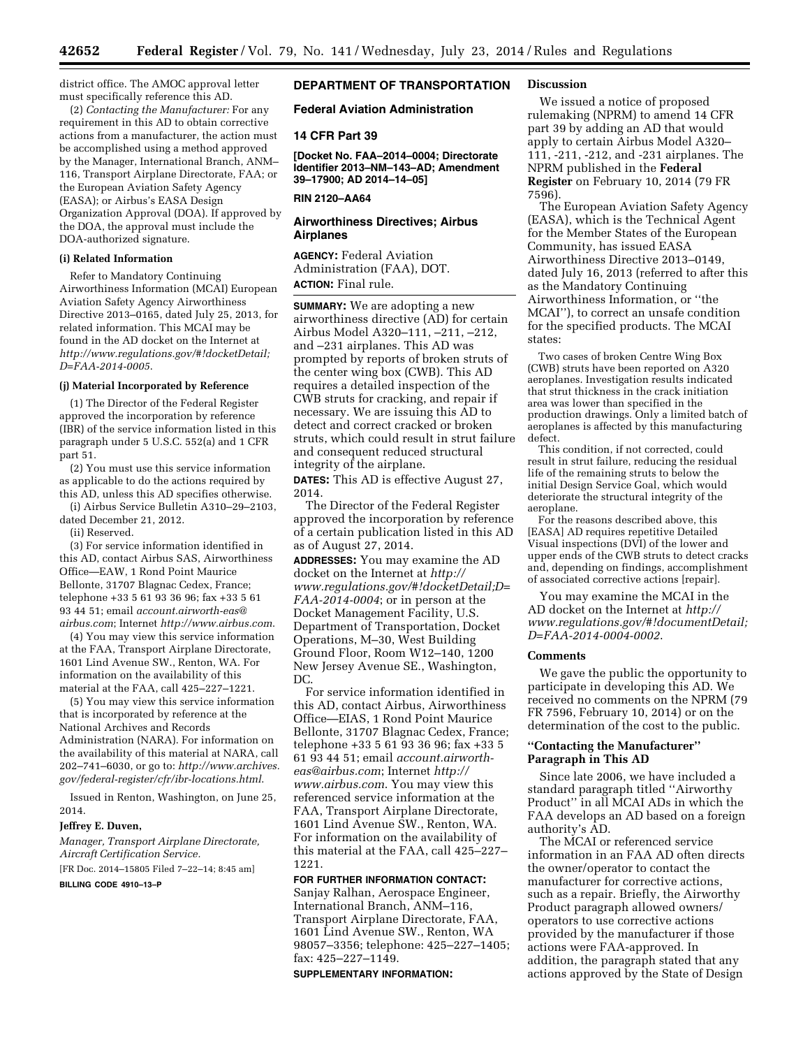district office. The AMOC approval letter must specifically reference this AD.

(2) *Contacting the Manufacturer:* For any requirement in this AD to obtain corrective actions from a manufacturer, the action must be accomplished using a method approved by the Manager, International Branch, ANM–116, Transport Airplane Directorate, FAA; or the European Aviation Safety Agency (EASA); or Airbus's EASA Design Organization Approval (DOA). If approved by the DOA, the approval must include the DOA-authorized signature.

**(i) Related Information**

Refer to Mandatory Continuing Airworthiness Information (MCAI) European Aviation Safety Agency Airworthiness Directive 2013–0165, dated July 25, 2013, for related information. This MCAI may be found in the AD docket on the Internet at *http://www.regulations.gov/#!docketDetail;D=FAA-2014-0005.*

**(j) Material Incorporated by Reference**

(1) The Director of the Federal Register approved the incorporation by reference (IBR) of the service information listed in this paragraph under 5 U.S.C. 552(a) and 1 CFR part 51.

(2) You must use this service information as applicable to do the actions required by this AD, unless this AD specifies otherwise.

(i) Airbus Service Bulletin A310–29–2103, dated December 21, 2012.

(ii) Reserved.

(3) For service information identified in this AD, contact Airbus SAS, Airworthiness Office—EAW, 1 Rond Point Maurice Bellonte, 31707 Blagnac Cedex, France; telephone +33 5 61 93 36 96; fax +33 5 61 93 44 51; email *account.airworth-eas@airbus.com*; Internet *http://www.airbus.com.*

(4) You may view this service information at the FAA, Transport Airplane Directorate, 1601 Lind Avenue SW., Renton, WA. For information on the availability of this material at the FAA, call 425–227–1221.

(5) You may view this service information that is incorporated by reference at the National Archives and Records Administration (NARA). For information on the availability of this material at NARA, call 202–741–6030, or go to: *http://www.archives.gov/federal-register/cfr/ibr-locations.html.*

Issued in Renton, Washington, on June 25, 2014.

**Jeffrey E. Duven,**

*Manager, Transport Airplane Directorate, Aircraft Certification Service.*

[FR Doc. 2014–15805 Filed 7–22–14; 8:45 am]

**BILLING CODE 4910–13–P**

## DEPARTMENT OF TRANSPORTATION

### Federal Aviation Administration

### 14 CFR Part 39

**[Docket No. FAA–2014–0004; Directorate Identifier 2013–NM–143–AD; Amendment 39–17900; AD 2014–14–05]**

**RIN 2120–AA64**

### Airworthiness Directives; Airbus Airplanes

**AGENCY:** Federal Aviation Administration (FAA), DOT.

**ACTION:** Final rule.

**SUMMARY:** We are adopting a new airworthiness directive (AD) for certain Airbus Model A320–111, –211, –212, and –231 airplanes. This AD was prompted by reports of broken struts of the center wing box (CWB). This AD requires a detailed inspection of the CWB struts for cracking, and repair if necessary. We are issuing this AD to detect and correct cracked or broken struts, which could result in strut failure and consequent reduced structural integrity of the airplane.

**DATES:** This AD is effective August 27, 2014.

The Director of the Federal Register approved the incorporation by reference of a certain publication listed in this AD as of August 27, 2014.

**ADDRESSES:** You may examine the AD docket on the Internet at *http://www.regulations.gov/#!docketDetail;D=FAA-2014-0004*; or in person at the Docket Management Facility, U.S. Department of Transportation, Docket Operations, M–30, West Building Ground Floor, Room W12–140, 1200 New Jersey Avenue SE., Washington, DC.

For service information identified in this AD, contact Airbus, Airworthiness Office—EIAS, 1 Rond Point Maurice Bellonte, 31707 Blagnac Cedex, France; telephone +33 5 61 93 36 96; fax +33 5 61 93 44 51; email *account.airworth-eas@airbus.com*; Internet *http://www.airbus.com*. You may view this referenced service information at the FAA, Transport Airplane Directorate, 1601 Lind Avenue SW., Renton, WA. For information on the availability of this material at the FAA, call 425–227–1221.

**FOR FURTHER INFORMATION CONTACT:** Sanjay Ralhan, Aerospace Engineer, International Branch, ANM–116, Transport Airplane Directorate, FAA, 1601 Lind Avenue SW., Renton, WA 98057–3356; telephone: 425–227–1405; fax: 425–227–1149.

**SUPPLEMENTARY INFORMATION:**

#### Discussion

We issued a notice of proposed rulemaking (NPRM) to amend 14 CFR part 39 by adding an AD that would apply to certain Airbus Model A320–111, -211, -212, and -231 airplanes. The NPRM published in the **Federal Register** on February 10, 2014 (79 FR 7596).

The European Aviation Safety Agency (EASA), which is the Technical Agent for the Member States of the European Community, has issued EASA Airworthiness Directive 2013–0149, dated July 16, 2013 (referred to after this as the Mandatory Continuing Airworthiness Information, or "the MCAI"), to correct an unsafe condition for the specified products. The MCAI states:

> Two cases of broken Centre Wing Box (CWB) struts have been reported on A320 aeroplanes. Investigation results indicated that strut thickness in the crack initiation area was lower than specified in the production drawings. Only a limited batch of aeroplanes is affected by this manufacturing defect.
>
> This condition, if not corrected, could result in strut failure, reducing the residual life of the remaining struts to below the initial Design Service Goal, which would deteriorate the structural integrity of the aeroplane.
>
> For the reasons described above, this [EASA] AD requires repetitive Detailed Visual inspections (DVI) of the lower and upper ends of the CWB struts to detect cracks and, depending on findings, accomplishment of associated corrective actions [repair].

You may examine the MCAI in the AD docket on the Internet at *http://www.regulations.gov/#!documentDetail;D=FAA-2014-0004-0002.*

#### Comments

We gave the public the opportunity to participate in developing this AD. We received no comments on the NPRM (79 FR 7596, February 10, 2014) or on the determination of the cost to the public.

#### "Contacting the Manufacturer" Paragraph in This AD

Since late 2006, we have included a standard paragraph titled "Airworthy Product" in all MCAI ADs in which the FAA develops an AD based on a foreign authority's AD.

The MCAI or referenced service information in an FAA AD often directs the owner/operator to contact the manufacturer for corrective actions, such as a repair. Briefly, the Airworthy Product paragraph allowed owners/operators to use corrective actions provided by the manufacturer if those actions were FAA-approved. In addition, the paragraph stated that any actions approved by the State of Design